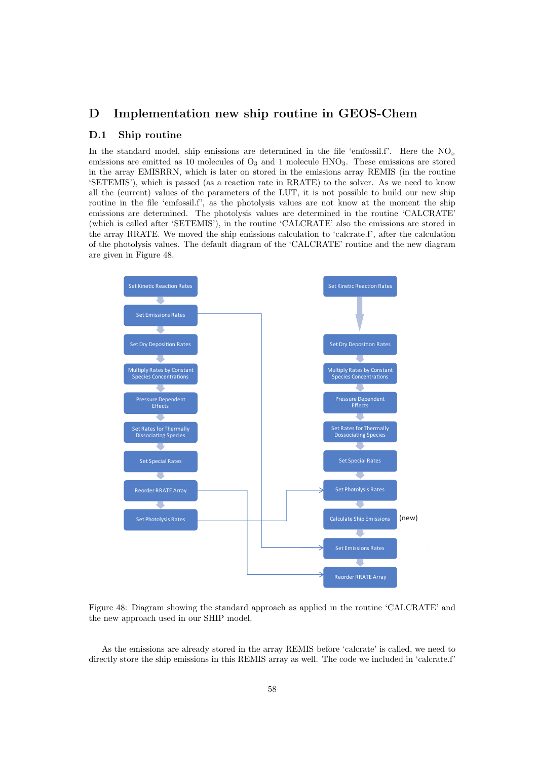# D Implementation new ship routine in GEOS-Chem

## D.1 Ship routine

In the standard model, ship emissions are determined in the file 'emfossil.f'. Here the $NO_x$ emissions are emitted as 10 molecules of $O_3$ and 1 molecule $HNO_3$. These emissions are stored in the array EMISRRN, which is later on stored in the emissions array REMIS (in the routine 'SETEMIS'), which is passed (as a reaction rate in RRATE) to the solver. As we need to know all the (current) values of the parameters of the LUT, it is not possible to build our new ship routine in the file 'emfossil.f', as the photolysis values are not know at the moment the ship emissions are determined. The photolysis values are determined in the routine 'CALCRATE' (which is called after 'SETEMIS'), in the routine 'CALCRATE' also the emissions are stored in the array RRATE. We moved the ship emissions calculation to 'calcrate.f', after the calculation of the photolysis values. The default diagram of the 'CALCRATE' routine and the new diagram are given in Figure 48.

Figure 48: Diagram showing the standard approach as applied in the routine 'CALCRATE' and the new approach used in our SHIP model.

As the emissions are already stored in the array REMIS before 'calcrate' is called, we need to directly store the ship emissions in this REMIS array as well. The code we included in 'calcrate.f'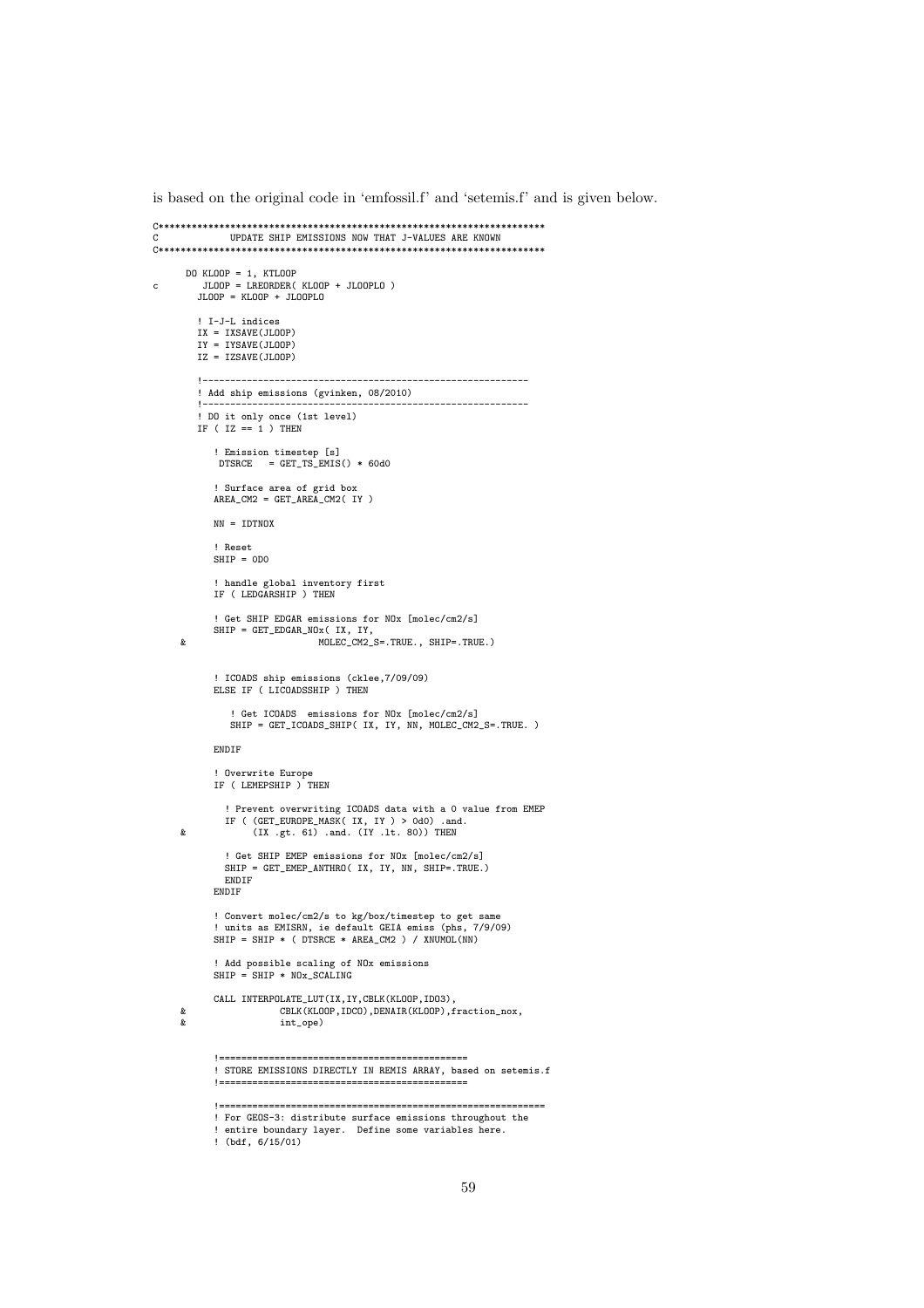is based on the original code in 'emfossil.f' and 'setemis.f' and is given below.

```
C***********************************************************************
C             UPDATE SHIP EMISSIONS NOW THAT J-VALUES ARE KNOWN
C***********************************************************************

      DO KLOOP = 1, KTLOOP
c        JLOOP = LREORDER( KLOOP + JLOOPLO )
         JLOOP = KLOOP + JLOOPLO

         ! I-J-L indices
         IX = IXSAVE(JLOOP)
         IY = IYSAVE(JLOOP)
         IZ = IZSAVE(JLOOP)

         !-----------------------------------------------------------
         ! Add ship emissions (gvinken, 08/2010)
         !-----------------------------------------------------------
         ! DO it only once (1st level)
         IF ( IZ == 1 ) THEN

            ! Emission timestep [s]
             DTSRCE   = GET_TS_EMIS() * 60d0

            ! Surface area of grid box
            AREA_CM2 = GET_AREA_CM2( IY )

            NN = IDTNOX

            ! Reset
            SHIP = 0D0

            ! handle global inventory first
            IF ( LEDGARSHIP ) THEN

            ! Get SHIP EDGAR emissions for NOx [molec/cm2/s]
            SHIP = GET_EDGAR_NOx( IX, IY,
     &                         MOLEC_CM2_S=.TRUE., SHIP=.TRUE.)


            ! ICOADS ship emissions (cklee,7/09/09)
            ELSE IF ( LICOADSSHIP ) THEN

               ! Get ICOADS  emissions for NOx [molec/cm2/s]
               SHIP = GET_ICOADS_SHIP( IX, IY, NN, MOLEC_CM2_S=.TRUE. )

            ENDIF

            ! Overwrite Europe
            IF ( LEMEPSHIP ) THEN

              ! Prevent overwriting ICOADS data with a 0 value from EMEP
              IF ( (GET_EUROPE_MASK( IX, IY ) > 0d0) .and.
     &             (IX .gt. 61) .and. (IY .lt. 80)) THEN

              ! Get SHIP EMEP emissions for NOx [molec/cm2/s]
              SHIP = GET_EMEP_ANTHRO( IX, IY, NN, SHIP=.TRUE.)
              ENDIF
            ENDIF

            ! Convert molec/cm2/s to kg/box/timestep to get same
            ! units as EMISRN, ie default GEIA emiss (phs, 7/9/09)
            SHIP = SHIP * ( DTSRCE * AREA_CM2 ) / XNUMOL(NN)

            ! Add possible scaling of NOx emissions
            SHIP = SHIP * NOx_SCALING

            CALL INTERPOLATE_LUT(IX,IY,CBLK(KLOOP,IDO3),
     &                 CBLK(KLOOP,IDCO),DENAIR(KLOOP),fraction_nox,
     &                 int_ope)


            !=============================================
            ! STORE EMISSIONS DIRECTLY IN REMIS ARRAY, based on setemis.f
            !=============================================

            !==============================================================
            ! For GEOS-3: distribute surface emissions throughout the
            ! entire boundary layer.  Define some variables here.
            ! (bdf, 6/15/01)
```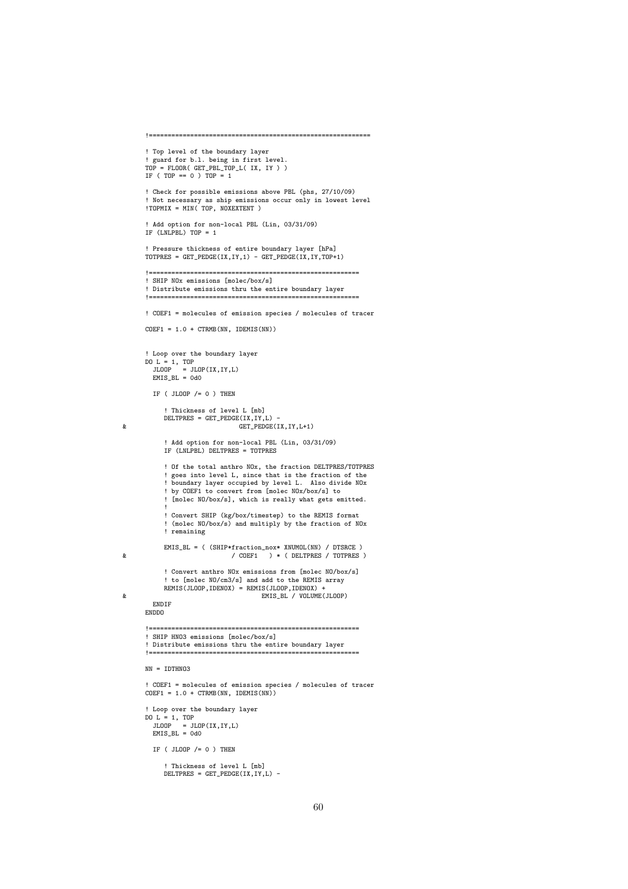```
      !============================================================

      ! Top level of the boundary layer
      ! guard for b.l. being in first level.
      TOP = FLOOR( GET_PBL_TOP_L( IX, IY ) )
      IF ( TOP == 0 ) TOP = 1

      ! Check for possible emissions above PBL (phs, 27/10/09)
      ! Not necessary as ship emissions occur only in lowest level
      !TOPMIX = MIN( TOP, NOXEXTENT )

      ! Add option for non-local PBL (Lin, 03/31/09)
      IF (LNLPBL) TOP = 1

      ! Pressure thickness of entire boundary layer [hPa]
      TOTPRES = GET_PEDGE(IX,IY,1) - GET_PEDGE(IX,IY,TOP+1)

      !=========================================================
      ! SHIP NOx emissions [molec/box/s]
      ! Distribute emissions thru the entire boundary layer
      !=========================================================

      ! COEF1 = molecules of emission species / molecules of tracer

      COEF1 = 1.0 + CTRMB(NN, IDEMIS(NN))


      ! Loop over the boundary layer
      DO L = 1, TOP
        JLOOP   = JLOP(IX,IY,L)
        EMIS_BL = 0d0

        IF ( JLOOP /= 0 ) THEN

           ! Thickness of level L [mb]
           DELTPRES = GET_PEDGE(IX,IY,L) -
&                             GET_PEDGE(IX,IY,L+1)

           ! Add option for non-local PBL (Lin, 03/31/09)
           IF (LNLPBL) DELTPRES = TOTPRES

           ! Of the total anthro NOx, the fraction DELTPRES/TOTPRES
           ! goes into level L, since that is the fraction of the
           ! boundary layer occupied by level L.  Also divide NOx
           ! by COEF1 to convert from [molec NOx/box/s] to
           ! [molec NO/box/s], which is really what gets emitted.
           !
           ! Convert SHIP (kg/box/timestep) to the REMIS format
           ! (molec NO/box/s) and multiply by the fraction of NOx
           ! remaining

           EMIS_BL = ( (SHIP*fraction_nox* XNUMOL(NN) / DTSRCE )
&                          / COEF1   ) * ( DELTPRES / TOTPRES )

           ! Convert anthro NOx emissions from [molec NO/box/s]
           ! to [molec NO/cm3/s] and add to the REMIS array
           REMIS(JLOOP,IDENOX) = REMIS(JLOOP,IDENOX) +
&                                  EMIS_BL / VOLUME(JLOOP)
        ENDIF
      ENDDO

      !=========================================================
      ! SHIP HNO3 emissions [molec/box/s]
      ! Distribute emissions thru the entire boundary layer
      !=========================================================

      NN = IDTHNO3

      ! COEF1 = molecules of emission species / molecules of tracer
      COEF1 = 1.0 + CTRMB(NN, IDEMIS(NN))

      ! Loop over the boundary layer
      DO L = 1, TOP
        JLOOP   = JLOP(IX,IY,L)
        EMIS_BL = 0d0

        IF ( JLOOP /= 0 ) THEN

           ! Thickness of level L [mb]
           DELTPRES = GET_PEDGE(IX,IY,L) -
```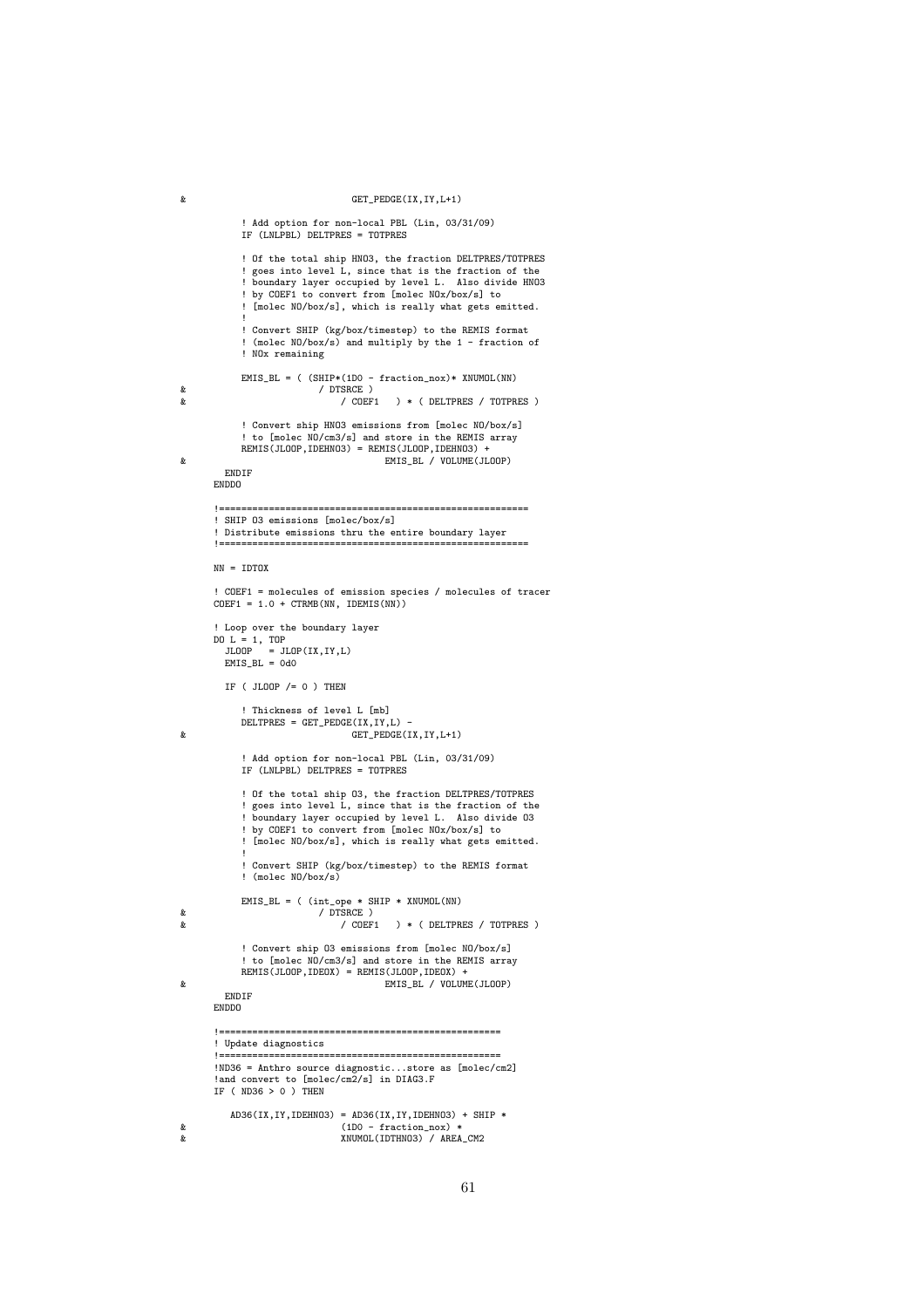```
     &                          GET_PEDGE(IX,IY,L+1)

              ! Add option for non-local PBL (Lin, 03/31/09)
              IF (LNLPBL) DELTPRES = TOTPRES

              ! Of the total ship HNO3, the fraction DELTPRES/TOTPRES
              ! goes into level L, since that is the fraction of the
              ! boundary layer occupied by level L.  Also divide HNO3
              ! by COEF1 to convert from [molec NOx/box/s] to
              ! [molec NO/box/s], which is really what gets emitted.
              !
              ! Convert SHIP (kg/box/timestep) to the REMIS format
              ! (molec NO/box/s) and multiply by the 1 - fraction of
              ! NOx remaining

              EMIS_BL = ( (SHIP*(1D0 - fraction_nox)* XNUMOL(NN)
     &                      / DTSRCE )
     &                         / COEF1   ) * ( DELTPRES / TOTPRES )

              ! Convert ship HNO3 emissions from [molec NO/box/s]
              ! to [molec NO/cm3/s] and store in the REMIS array
              REMIS(JLOOP,IDEHNO3) = REMIS(JLOOP,IDEHNO3) +
     &                               EMIS_BL / VOLUME(JLOOP)
           ENDIF
         ENDDO

         !========================================================
         ! SHIP O3 emissions [molec/box/s]
         ! Distribute emissions thru the entire boundary layer
         !========================================================

         NN = IDTOX

         ! COEF1 = molecules of emission species / molecules of tracer
         COEF1 = 1.0 + CTRMB(NN, IDEMIS(NN))

         ! Loop over the boundary layer
         DO L = 1, TOP
           JLOOP   = JLOP(IX,IY,L)
           EMIS_BL = 0d0

           IF ( JLOOP /= 0 ) THEN

              ! Thickness of level L [mb]
              DELTPRES = GET_PEDGE(IX,IY,L) -
     &                          GET_PEDGE(IX,IY,L+1)

              ! Add option for non-local PBL (Lin, 03/31/09)
              IF (LNLPBL) DELTPRES = TOTPRES

              ! Of the total ship O3, the fraction DELTPRES/TOTPRES
              ! goes into level L, since that is the fraction of the
              ! boundary layer occupied by level L.  Also divide O3
              ! by COEF1 to convert from [molec NOx/box/s] to
              ! [molec NO/box/s], which is really what gets emitted.
              !
              ! Convert SHIP (kg/box/timestep) to the REMIS format
              ! (molec NO/box/s)

              EMIS_BL = ( (int_ope * SHIP * XNUMOL(NN)
     &                      / DTSRCE )
     &                         / COEF1   ) * ( DELTPRES / TOTPRES )

              ! Convert ship O3 emissions from [molec NO/box/s]
              ! to [molec NO/cm3/s] and store in the REMIS array
              REMIS(JLOOP,IDEOX) = REMIS(JLOOP,IDEOX) +
     &                               EMIS_BL / VOLUME(JLOOP)
           ENDIF
         ENDDO

         !=====================================================
         ! Update diagnostics
         !=====================================================
         !ND36 = Anthro source diagnostic...store as [molec/cm2]
         !and convert to [molec/cm2/s] in DIAG3.F
         IF ( ND36 > 0 ) THEN

            AD36(IX,IY,IDEHNO3) = AD36(IX,IY,IDEHNO3) + SHIP *
     &                         (1D0 - fraction_nox) *
     &                         XNUMOL(IDTHNO3) / AREA_CM2
```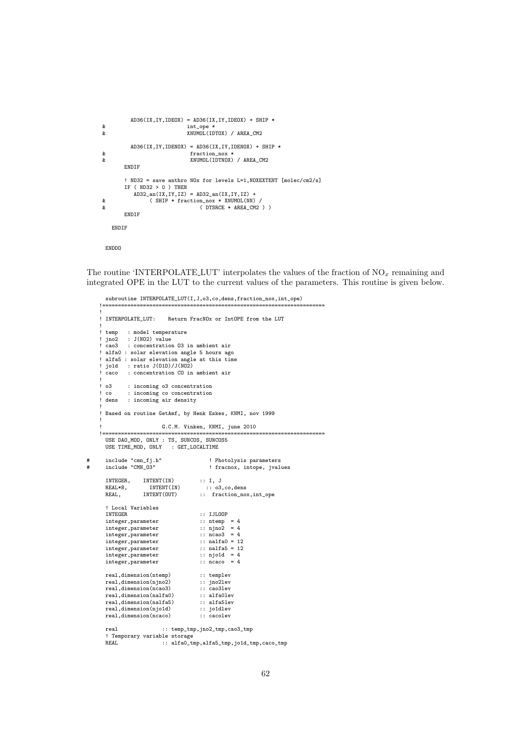```
           AD36(IX,IY,IDEOX) = AD36(IX,IY,IDEOX) + SHIP *
     &                         int_ope *
     &                         XNUMOL(IDTOX) / AREA_CM2

           AD36(IX,IY,IDENOX) = AD36(IX,IY,IDENOX) + SHIP *
     &                          fraction_nox *
     &                          XNUMOL(IDTNOX) / AREA_CM2
         ENDIF

         ! ND32 = save anthro NOx for levels L=1,NOXEXTENT [molec/cm2/s]
         IF ( ND32 > 0 ) THEN
            AD32_an(IX,IY,IZ) = AD32_an(IX,IY,IZ) +
     &            ( SHIP * fraction_nox * XNUMOL(NN) /
     &                           ( DTSRCE * AREA_CM2 ) )
         ENDIF

      ENDIF


      ENDDO
```

The routine 'INTERPOLATE_LUT' interpolates the values of the fraction of $NO_x$ remaining and integrated OPE in the LUT to the current values of the parameters. This routine is given below.

```
      subroutine INTERPOLATE_LUT(I,J,o3,co,dens,fraction_nox,int_ope)
    !=======================================================================
    !
    ! INTERPOLATE_LUT:    Return FracNOx or IntOPE from the LUT
    !
    ! temp   : model temperature
    ! jno2   : J(NO2) value
    ! cao3   : concentration O3 in ambient air
    ! alfa0 : solar elevation angle 5 hours ago
    ! alfa5 : solar elevation angle at this time
    ! jo1d   : ratio J(O1D)/J(NO2)
    ! caco   : concentration CO in ambient air
    !
    ! o3     : incoming o3 concentration
    ! co     : incoming co concentration
    ! dens   : incoming air density
    !
    ! Based on routine GetAmf, by Henk Eskes, KNMI, nov 1999
    !
    !                   G.C.M. Vinken, KNMI, june 2010
    !=======================================================================
      USE DAO_MOD, ONLY : TS, SUNCOS, SUNCOS5
      USE TIME_MOD, ONLY   : GET_LOCALTIME

#     include "cmn_fj.h"               ! Photolysis parameters
#     include "CMN_O3"                 ! fracnox, intope, jvalues

      INTEGER,    INTENT(IN)        :: I, J
      REAL*8,       INTENT(IN)        :: o3,co,dens
      REAL,       INTENT(OUT)       ::  fraction_nox,int_ope

      ! Local Variables
      INTEGER                         :: IJLOOP
      integer,parameter             :: ntemp  = 4
      integer,parameter             :: njno2  = 4
      integer,parameter             :: ncao3  = 4
      integer,parameter             :: nalfa0 = 12
      integer,parameter             :: nalfa5 = 12
      integer,parameter             :: njo1d  = 4
      integer,parameter             :: ncaco  = 4

      real,dimension(ntemp)         :: templev
      real,dimension(njno2)         :: jno2lev
      real,dimension(ncao3)         :: cao3lev
      real,dimension(nalfa0)        :: alfa0lev
      real,dimension(nalfa5)        :: alfa5lev
      real,dimension(njo1d)         :: jo1dlev
      real,dimension(ncaco)         :: cacolev

      real              :: temp_tmp,jno2_tmp,cao3_tmp
      ! Temporary variable storage
      REAL              :: alfa0_tmp,alfa5_tmp,jo1d_tmp,caco_tmp
```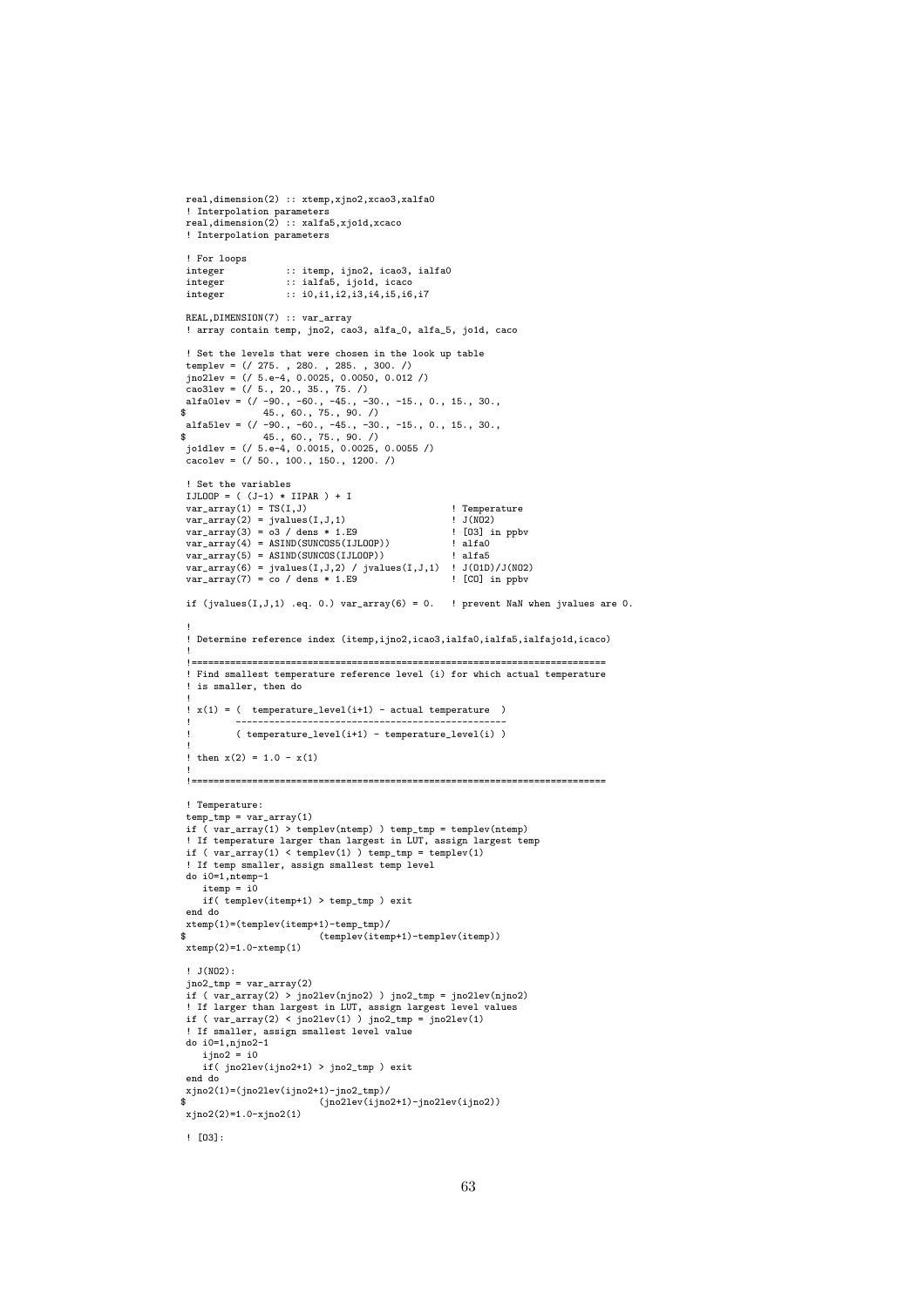```
 real,dimension(2) :: xtemp,xjno2,xcao3,xalfa0
 ! Interpolation parameters
 real,dimension(2) :: xalfa5,xjo1d,xcaco
 ! Interpolation parameters

 ! For loops
 integer           :: itemp, ijno2, icao3, ialfa0
 integer           :: ialfa5, ijo1d, icaco
 integer           :: i0,i1,i2,i3,i4,i5,i6,i7

 REAL,DIMENSION(7) :: var_array
 ! array contain temp, jno2, cao3, alfa_0, alfa_5, jo1d, caco

 ! Set the levels that were chosen in the look up table
 templev = (/ 275. , 280. , 285. , 300. /)
 jno2lev = (/ 5.e-4, 0.0025, 0.0050, 0.012 /)
 cao3lev = (/ 5., 20., 35., 75. /)
 alfa0lev = (/ -90., -60., -45., -30., -15., 0., 15., 30.,
$             45., 60., 75., 90. /)
 alfa5lev = (/ -90., -60., -45., -30., -15., 0., 15., 30.,
$             45., 60., 75., 90. /)
 jo1dlev = (/ 5.e-4, 0.0015, 0.0025, 0.0055 /)
 cacolev = (/ 50., 100., 150., 1200. /)

 ! Set the variables
 IJLOOP = ( (J-1) * IIPAR ) + I
 var_array(1) = TS(I,J)                          ! Temperature
 var_array(2) = jvalues(I,J,1)                   ! J(NO2)
 var_array(3) = o3 / dens * 1.E9                 ! [O3] in ppbv
 var_array(4) = ASIND(SUNCOS5(IJLOOP))           ! alfa0
 var_array(5) = ASIND(SUNCOS(IJLOOP))            ! alfa5
 var_array(6) = jvalues(I,J,2) / jvalues(I,J,1)  ! J(O1D)/J(NO2)
 var_array(7) = co / dens * 1.E9                 ! [CO] in ppbv

 if (jvalues(I,J,1) .eq. 0.) var_array(6) = 0.   ! prevent NaN when jvalues are 0.

 !
 ! Determine reference index (itemp,ijno2,icao3,ialfa0,ialfa5,ialfajo1d,icaco)
 !
 !=========================================================================
 ! Find smallest temperature reference level (i) for which actual temperature
 ! is smaller, then do
 !
 ! x(1) = (  temperature_level(i+1) - actual temperature  )
 !        ------------------------------------------------
 !        ( temperature_level(i+1) - temperature_level(i) )
 !
 ! then x(2) = 1.0 - x(1)
 !
 !=========================================================================

 ! Temperature:
 temp_tmp = var_array(1)
 if ( var_array(1) > templev(ntemp) ) temp_tmp = templev(ntemp)
 ! If temperature larger than largest in LUT, assign largest temp
 if ( var_array(1) < templev(1) ) temp_tmp = templev(1)
 ! If temp smaller, assign smallest temp level
 do i0=1,ntemp-1
    itemp = i0
    if( templev(itemp+1) > temp_tmp ) exit
 end do
 xtemp(1)=(templev(itemp+1)-temp_tmp)/
$                      (templev(itemp+1)-templev(itemp))
 xtemp(2)=1.0-xtemp(1)

 ! J(NO2):
 jno2_tmp = var_array(2)
 if ( var_array(2) > jno2lev(njno2) ) jno2_tmp = jno2lev(njno2)
 ! If larger than largest in LUT, assign largest level values
 if ( var_array(2) < jno2lev(1) ) jno2_tmp = jno2lev(1)
 ! If smaller, assign smallest level value
 do i0=1,njno2-1
    ijno2 = i0
    if( jno2lev(ijno2+1) > jno2_tmp ) exit
 end do
 xjno2(1)=(jno2lev(ijno2+1)-jno2_tmp)/
$                      (jno2lev(ijno2+1)-jno2lev(ijno2))
 xjno2(2)=1.0-xjno2(1)

 ! [O3]:
```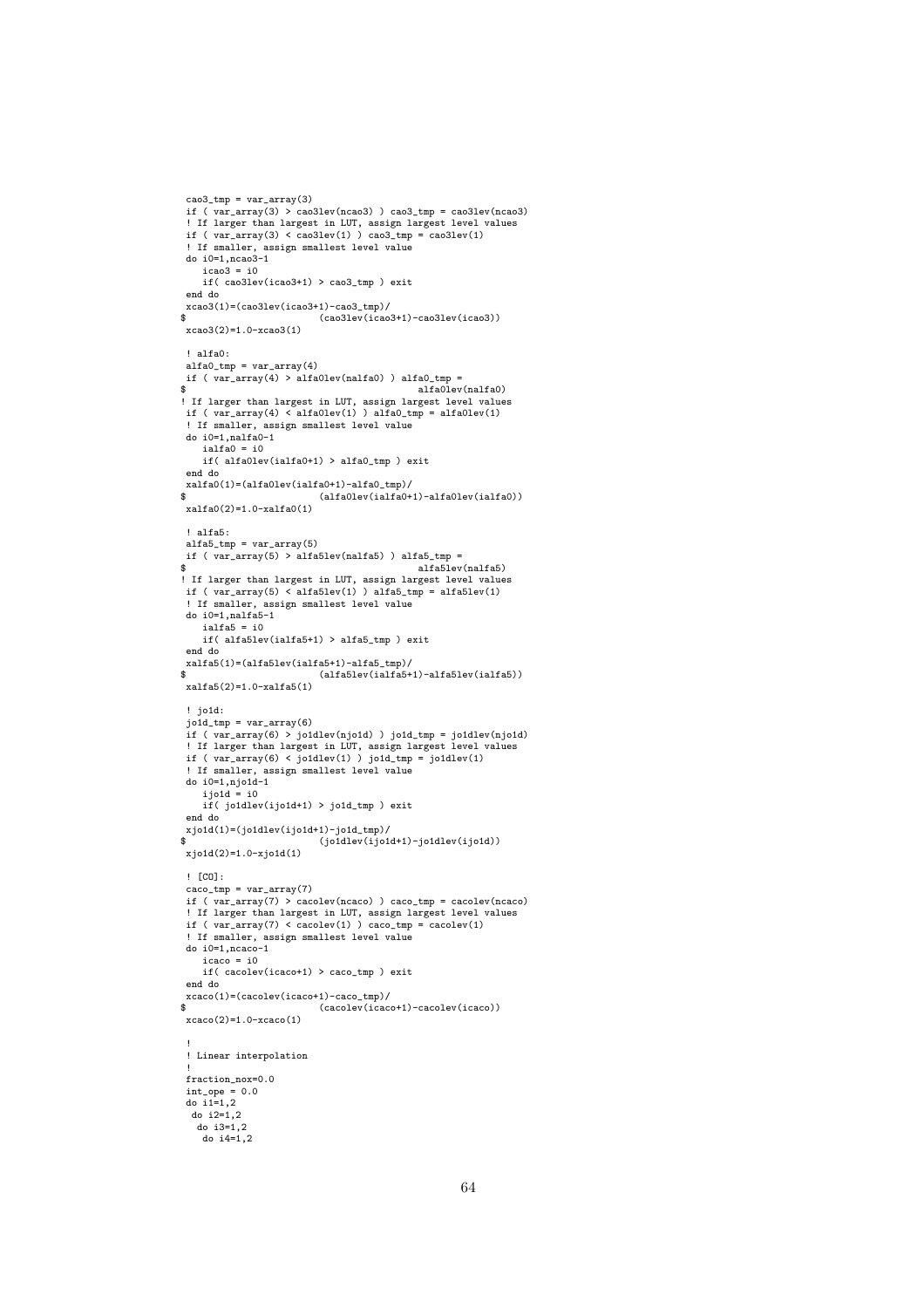```
 cao3_tmp = var_array(3)
 if ( var_array(3) > cao3lev(ncao3) ) cao3_tmp = cao3lev(ncao3)
 ! If larger than largest in LUT, assign largest level values
 if ( var_array(3) < cao3lev(1) ) cao3_tmp = cao3lev(1)
 ! If smaller, assign smallest level value
 do i0=1,ncao3-1
    icao3 = i0
    if( cao3lev(icao3+1) > cao3_tmp ) exit
 end do
 xcao3(1)=(cao3lev(icao3+1)-cao3_tmp)/
$                        (cao3lev(icao3+1)-cao3lev(icao3))
 xcao3(2)=1.0-xcao3(1)

 ! alfa0:
 alfa0_tmp = var_array(4)
 if ( var_array(4) > alfa0lev(nalfa0) ) alfa0_tmp =
$                                          alfa0lev(nalfa0)
! If larger than largest in LUT, assign largest level values
 if ( var_array(4) < alfa0lev(1) ) alfa0_tmp = alfa0lev(1)
 ! If smaller, assign smallest level value
 do i0=1,nalfa0-1
    ialfa0 = i0
    if( alfa0lev(ialfa0+1) > alfa0_tmp ) exit
 end do
 xalfa0(1)=(alfa0lev(ialfa0+1)-alfa0_tmp)/
$                        (alfa0lev(ialfa0+1)-alfa0lev(ialfa0))
 xalfa0(2)=1.0-xalfa0(1)

 ! alfa5:
 alfa5_tmp = var_array(5)
 if ( var_array(5) > alfa5lev(nalfa5) ) alfa5_tmp =
$                                          alfa5lev(nalfa5)
! If larger than largest in LUT, assign largest level values
 if ( var_array(5) < alfa5lev(1) ) alfa5_tmp = alfa5lev(1)
 ! If smaller, assign smallest level value
 do i0=1,nalfa5-1
    ialfa5 = i0
    if( alfa5lev(ialfa5+1) > alfa5_tmp ) exit
 end do
 xalfa5(1)=(alfa5lev(ialfa5+1)-alfa5_tmp)/
$                        (alfa5lev(ialfa5+1)-alfa5lev(ialfa5))
 xalfa5(2)=1.0-xalfa5(1)

 ! jo1d:
 jo1d_tmp = var_array(6)
 if ( var_array(6) > jo1dlev(njo1d) ) jo1d_tmp = jo1dlev(njo1d)
 ! If larger than largest in LUT, assign largest level values
 if ( var_array(6) < jo1dlev(1) ) jo1d_tmp = jo1dlev(1)
 ! If smaller, assign smallest level value
 do i0=1,njo1d-1
    ijo1d = i0
    if( jo1dlev(ijo1d+1) > jo1d_tmp ) exit
 end do
 xjo1d(1)=(jo1dlev(ijo1d+1)-jo1d_tmp)/
$                        (jo1dlev(ijo1d+1)-jo1dlev(ijo1d))
 xjo1d(2)=1.0-xjo1d(1)

 ! [CO]:
 caco_tmp = var_array(7)
 if ( var_array(7) > cacolev(ncaco) ) caco_tmp = cacolev(ncaco)
 ! If larger than largest in LUT, assign largest level values
 if ( var_array(7) < cacolev(1) ) caco_tmp = cacolev(1)
 ! If smaller, assign smallest level value
 do i0=1,ncaco-1
    icaco = i0
    if( cacolev(icaco+1) > caco_tmp ) exit
 end do
 xcaco(1)=(cacolev(icaco+1)-caco_tmp)/
$                        (cacolev(icaco+1)-cacolev(icaco))
 xcaco(2)=1.0-xcaco(1)

 !
 ! Linear interpolation
 !
 fraction_nox=0.0
 int_ope = 0.0
 do i1=1,2
  do i2=1,2
   do i3=1,2
    do i4=1,2
```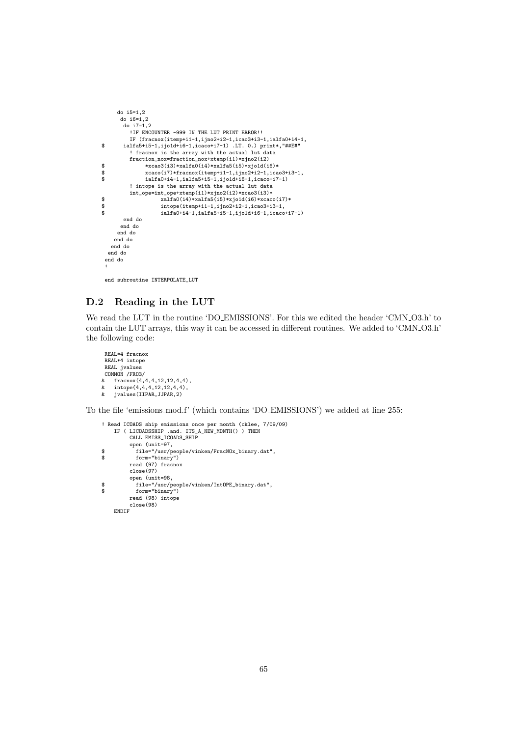```
      do i5=1,2
       do i6=1,2
        do i7=1,2
          !IF ENCOUNTER -999 IN THE LUT PRINT ERROR!!
          IF (fracnox(itemp+i1-1,ijno2+i2-1,icao3+i3-1,ialfa0+i4-1,
$      ialfa5+i5-1,ijo1d+i6-1,icaco+i7-1) .LT. 0.) print*,"##E#"
          ! fracnox is the array with the actual lut data
          fraction_nox=fraction_nox+xtemp(i1)*xjno2(i2)
$             *xcao3(i3)*xalfa0(i4)*xalfa5(i5)*xjo1d(i6)*
$             xcaco(i7)*fracnox(itemp+i1-1,ijno2+i2-1,icao3+i3-1,
$             ialfa0+i4-1,ialfa5+i5-1,ijo1d+i6-1,icaco+i7-1)
          ! intope is the array with the actual lut data
          int_ope=int_ope+xtemp(i1)*xjno2(i2)*xcao3(i3)*
$                  xalfa0(i4)*xalfa5(i5)*xjo1d(i6)*xcaco(i7)*
$                  intope(itemp+i1-1,ijno2+i2-1,icao3+i3-1,
$                  ialfa0+i4-1,ialfa5+i5-1,ijo1d+i6-1,icaco+i7-1)
        end do
       end do
      end do
     end do
    end do
   end do
  end do
  !

  end subroutine INTERPOLATE_LUT
```

## D.2 Reading in the LUT

We read the LUT in the routine 'DO_EMISSIONS'. For this we edited the header 'CMN_O3.h' to contain the LUT arrays, this way it can be accessed in different routines. We added to 'CMN_O3.h' the following code:

```
      REAL*4 fracnox
      REAL*4 intope
      REAL jvalues
      COMMON /FRO3/
     &   fracnox(4,4,4,12,12,4,4),
     &   intope(4,4,4,12,12,4,4),
     &   jvalues(IIPAR,JJPAR,2)
```

To the file 'emissions_mod.f' (which contains 'DO_EMISSIONS') we added at line 255:

```
! Read ICOADS ship emissions once per month (cklee, 7/09/09)
      IF ( LICOADSSHIP .and. ITS_A_NEW_MONTH() ) THEN
          CALL EMISS_ICOADS_SHIP
          open (unit=97,
$           file="/usr/people/vinken/FracNOx_binary.dat",
$           form="binary")
          read (97) fracnox
          close(97)
          open (unit=98,
$           file="/usr/people/vinken/IntOPE_binary.dat",
$           form="binary")
          read (98) intope
          close(98)
      ENDIF
```